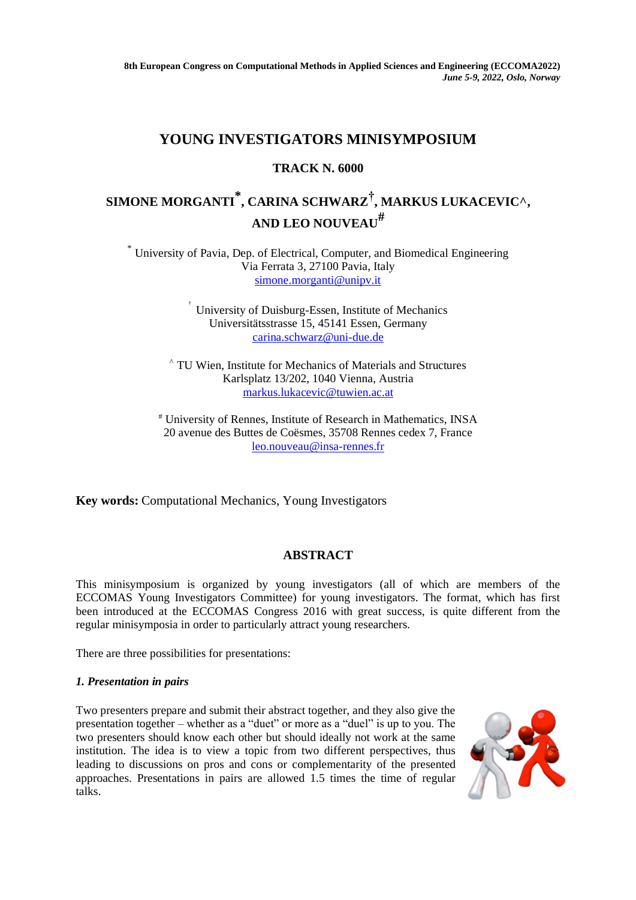8th European Congress on Computational Methods in Applied Sciences and Engineering (ECCOMA2022)
*June 5-9, 2022, Oslo, Norway*

# YOUNG INVESTIGATORS MINISYMPOSIUM

## TRACK N. 6000

**SIMONE MORGANTI[*], CARINA SCHWARZ[†], MARKUS LUKACEVIC^, AND LEO NOUVEAU[#]**

[*] University of Pavia, Dep. of Electrical, Computer, and Biomedical Engineering
Via Ferrata 3, 27100 Pavia, Italy
simone.morganti@unipv.it

[†] University of Duisburg-Essen, Institute of Mechanics
Universitätsstrasse 15, 45141 Essen, Germany
carina.schwarz@uni-due.de

^ TU Wien, Institute for Mechanics of Materials and Structures
Karlsplatz 13/202, 1040 Vienna, Austria
markus.lukacevic@tuwien.ac.at

[#] University of Rennes, Institute of Research in Mathematics, INSA
20 avenue des Buttes de Coësmes, 35708 Rennes cedex 7, France
leo.nouveau@insa-rennes.fr

**Key words:** Computational Mechanics, Young Investigators

## ABSTRACT

This minisymposium is organized by young investigators (all of which are members of the ECCOMAS Young Investigators Committee) for young investigators. The format, which has first been introduced at the ECCOMAS Congress 2016 with great success, is quite different from the regular minisymposia in order to particularly attract young researchers.

There are three possibilities for presentations:

### *1. Presentation in pairs*

Two presenters prepare and submit their abstract together, and they also give the presentation together – whether as a "duet" or more as a "duel" is up to you. The two presenters should know each other but should ideally not work at the same institution. The idea is to view a topic from two different perspectives, thus leading to discussions on pros and cons or complementarity of the presented approaches. Presentations in pairs are allowed 1.5 times the time of regular talks.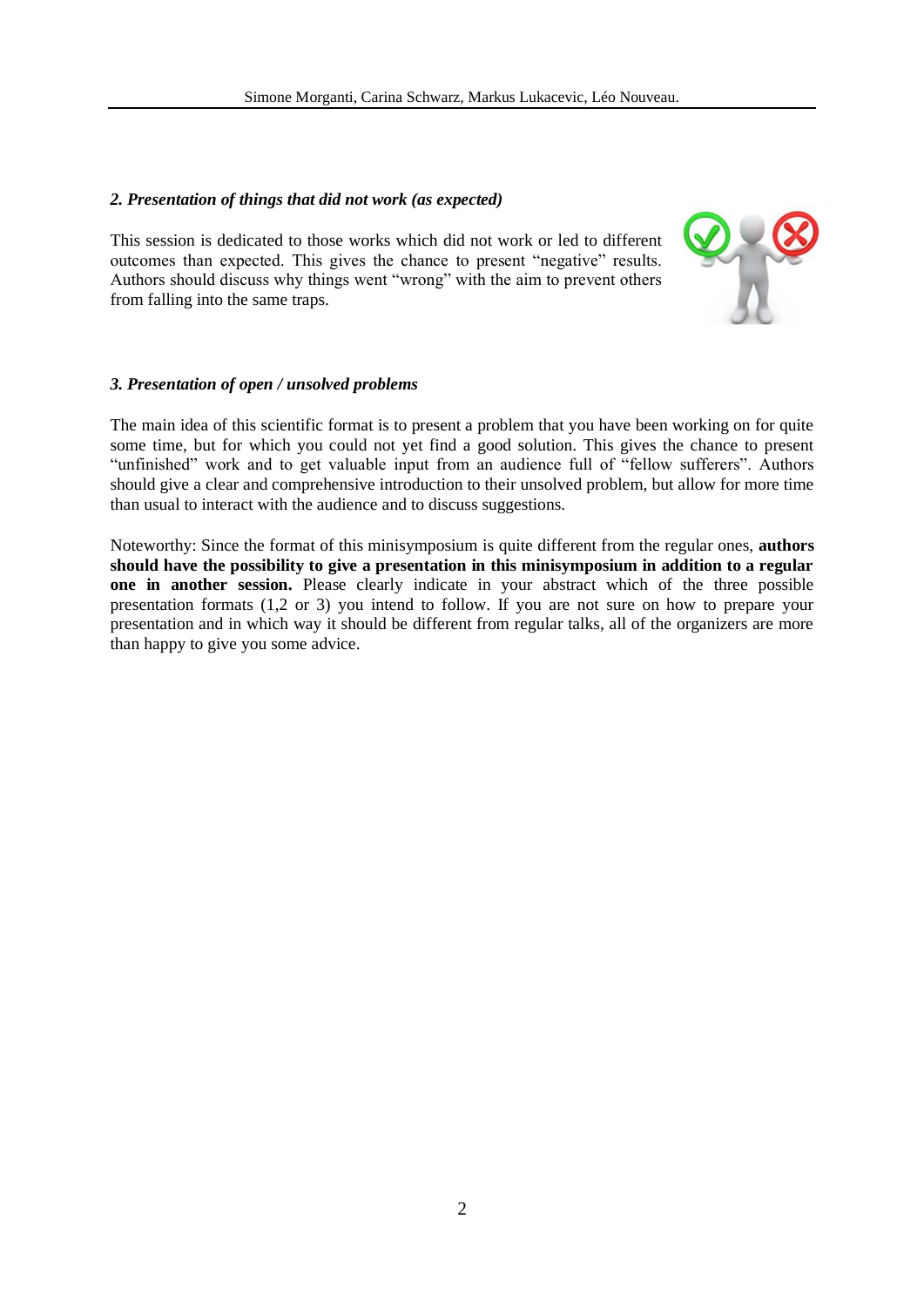*2. Presentation of things that did not work (as expected)*

This session is dedicated to those works which did not work or led to different outcomes than expected. This gives the chance to present "negative" results. Authors should discuss why things went "wrong" with the aim to prevent others from falling into the same traps.

*3. Presentation of open / unsolved problems*

The main idea of this scientific format is to present a problem that you have been working on for quite some time, but for which you could not yet find a good solution. This gives the chance to present "unfinished" work and to get valuable input from an audience full of "fellow sufferers". Authors should give a clear and comprehensive introduction to their unsolved problem, but allow for more time than usual to interact with the audience and to discuss suggestions.

Noteworthy: Since the format of this minisymposium is quite different from the regular ones, **authors should have the possibility to give a presentation in this minisymposium in addition to a regular one in another session.** Please clearly indicate in your abstract which of the three possible presentation formats (1,2 or 3) you intend to follow. If you are not sure on how to prepare your presentation and in which way it should be different from regular talks, all of the organizers are more than happy to give you some advice.